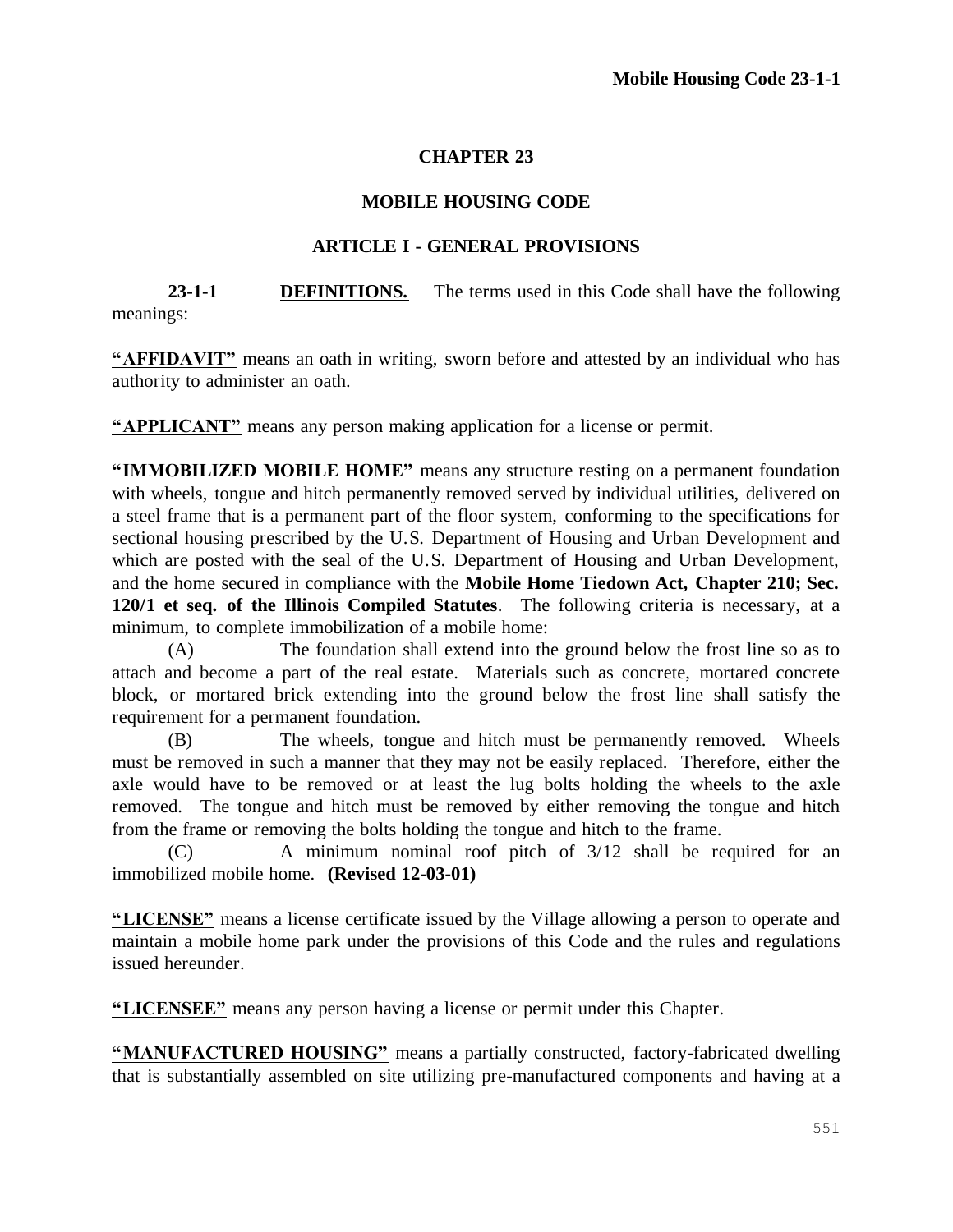# CHAPTER 23

# MOBILE HOUSING CODE

## ARTICLE I - GENERAL PROVISIONS

**23-1-1** **DEFINITIONS.** The terms used in this Code shall have the following meanings:

**"AFFIDAVIT"** means an oath in writing, sworn before and attested by an individual who has authority to administer an oath.

**"APPLICANT"** means any person making application for a license or permit.

**"IMMOBILIZED MOBILE HOME"** means any structure resting on a permanent foundation with wheels, tongue and hitch permanently removed served by individual utilities, delivered on a steel frame that is a permanent part of the floor system, conforming to the specifications for sectional housing prescribed by the U.S. Department of Housing and Urban Development and which are posted with the seal of the U.S. Department of Housing and Urban Development, and the home secured in compliance with the **Mobile Home Tiedown Act, Chapter 210; Sec. 120/1 et seq. of the Illinois Compiled Statutes**. The following criteria is necessary, at a minimum, to complete immobilization of a mobile home:

(A) The foundation shall extend into the ground below the frost line so as to attach and become a part of the real estate. Materials such as concrete, mortared concrete block, or mortared brick extending into the ground below the frost line shall satisfy the requirement for a permanent foundation.

(B) The wheels, tongue and hitch must be permanently removed. Wheels must be removed in such a manner that they may not be easily replaced. Therefore, either the axle would have to be removed or at least the lug bolts holding the wheels to the axle removed. The tongue and hitch must be removed by either removing the tongue and hitch from the frame or removing the bolts holding the tongue and hitch to the frame.

(C) A minimum nominal roof pitch of 3/12 shall be required for an immobilized mobile home. **(Revised 12-03-01)**

**"LICENSE"** means a license certificate issued by the Village allowing a person to operate and maintain a mobile home park under the provisions of this Code and the rules and regulations issued hereunder.

**"LICENSEE"** means any person having a license or permit under this Chapter.

**"MANUFACTURED HOUSING"** means a partially constructed, factory-fabricated dwelling that is substantially assembled on site utilizing pre-manufactured components and having at a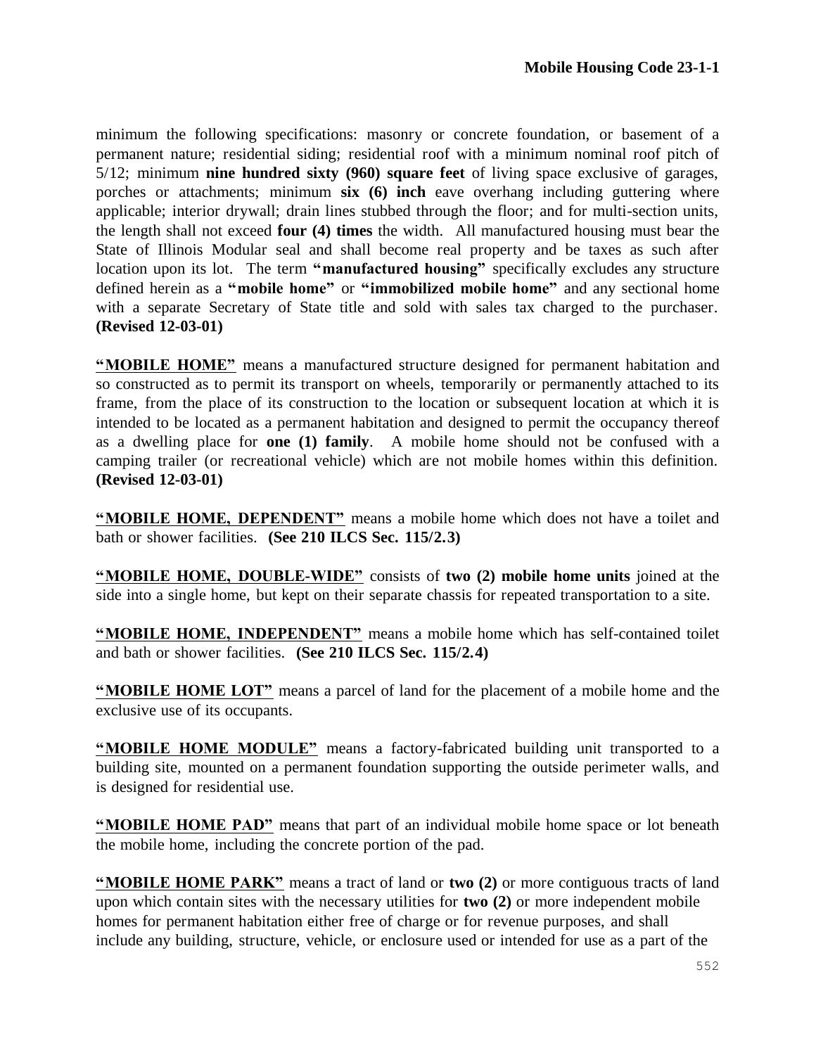minimum the following specifications: masonry or concrete foundation, or basement of a permanent nature; residential siding; residential roof with a minimum nominal roof pitch of 5/12; minimum **nine hundred sixty (960) square feet** of living space exclusive of garages, porches or attachments; minimum **six (6) inch** eave overhang including guttering where applicable; interior drywall; drain lines stubbed through the floor; and for multi-section units, the length shall not exceed **four (4) times** the width. All manufactured housing must bear the State of Illinois Modular seal and shall become real property and be taxes as such after location upon its lot. The term **"manufactured housing"** specifically excludes any structure defined herein as a **"mobile home"** or **"immobilized mobile home"** and any sectional home with a separate Secretary of State title and sold with sales tax charged to the purchaser. **(Revised 12-03-01)**

**"MOBILE HOME"** means a manufactured structure designed for permanent habitation and so constructed as to permit its transport on wheels, temporarily or permanently attached to its frame, from the place of its construction to the location or subsequent location at which it is intended to be located as a permanent habitation and designed to permit the occupancy thereof as a dwelling place for **one (1) family**. A mobile home should not be confused with a camping trailer (or recreational vehicle) which are not mobile homes within this definition. **(Revised 12-03-01)**

**"MOBILE HOME, DEPENDENT"** means a mobile home which does not have a toilet and bath or shower facilities. **(See 210 ILCS Sec. 115/2.3)**

**"MOBILE HOME, DOUBLE-WIDE"** consists of **two (2) mobile home units** joined at the side into a single home, but kept on their separate chassis for repeated transportation to a site.

**"MOBILE HOME, INDEPENDENT"** means a mobile home which has self-contained toilet and bath or shower facilities. **(See 210 ILCS Sec. 115/2.4)**

**"MOBILE HOME LOT"** means a parcel of land for the placement of a mobile home and the exclusive use of its occupants.

**"MOBILE HOME MODULE"** means a factory-fabricated building unit transported to a building site, mounted on a permanent foundation supporting the outside perimeter walls, and is designed for residential use.

**"MOBILE HOME PAD"** means that part of an individual mobile home space or lot beneath the mobile home, including the concrete portion of the pad.

**"MOBILE HOME PARK"** means a tract of land or **two (2)** or more contiguous tracts of land upon which contain sites with the necessary utilities for **two (2)** or more independent mobile homes for permanent habitation either free of charge or for revenue purposes, and shall include any building, structure, vehicle, or enclosure used or intended for use as a part of the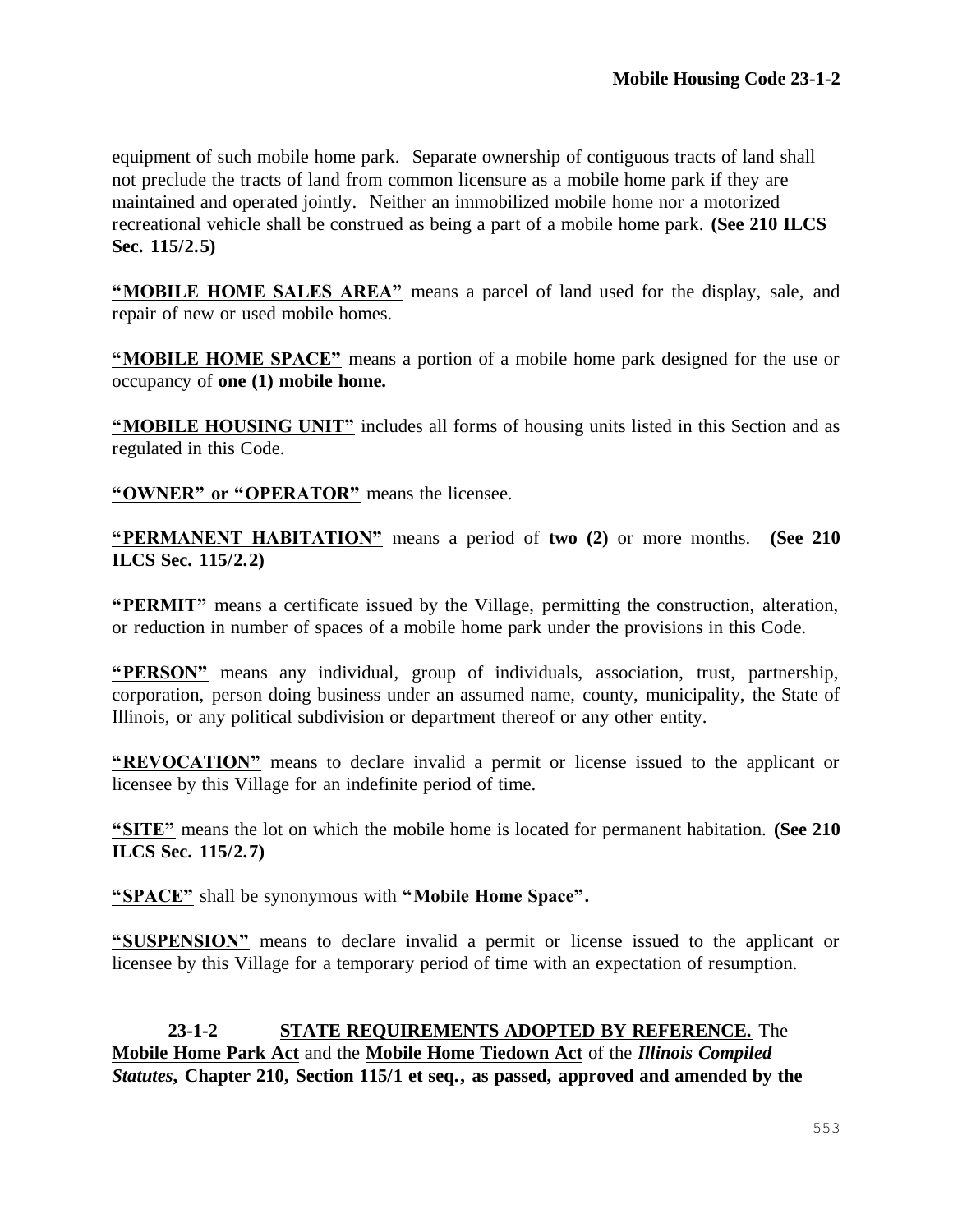equipment of such mobile home park. Separate ownership of contiguous tracts of land shall not preclude the tracts of land from common licensure as a mobile home park if they are maintained and operated jointly. Neither an immobilized mobile home nor a motorized recreational vehicle shall be construed as being a part of a mobile home park. **(See 210 ILCS Sec. 115/2.5)**

**"MOBILE HOME SALES AREA"** means a parcel of land used for the display, sale, and repair of new or used mobile homes.

**"MOBILE HOME SPACE"** means a portion of a mobile home park designed for the use or occupancy of **one (1) mobile home.**

**"MOBILE HOUSING UNIT"** includes all forms of housing units listed in this Section and as regulated in this Code.

**"OWNER" or "OPERATOR"** means the licensee.

**"PERMANENT HABITATION"** means a period of **two (2)** or more months. **(See 210 ILCS Sec. 115/2.2)**

**"PERMIT"** means a certificate issued by the Village, permitting the construction, alteration, or reduction in number of spaces of a mobile home park under the provisions in this Code.

**"PERSON"** means any individual, group of individuals, association, trust, partnership, corporation, person doing business under an assumed name, county, municipality, the State of Illinois, or any political subdivision or department thereof or any other entity.

**"REVOCATION"** means to declare invalid a permit or license issued to the applicant or licensee by this Village for an indefinite period of time.

**"SITE"** means the lot on which the mobile home is located for permanent habitation. **(See 210 ILCS Sec. 115/2.7)**

**"SPACE"** shall be synonymous with **"Mobile Home Space".**

**"SUSPENSION"** means to declare invalid a permit or license issued to the applicant or licensee by this Village for a temporary period of time with an expectation of resumption.

**23-1-2 STATE REQUIREMENTS ADOPTED BY REFERENCE.** The **Mobile Home Park Act** and the **Mobile Home Tiedown Act** of the ***Illinois Compiled Statutes*****, Chapter 210, Section 115/1 et seq., as passed, approved and amended by the**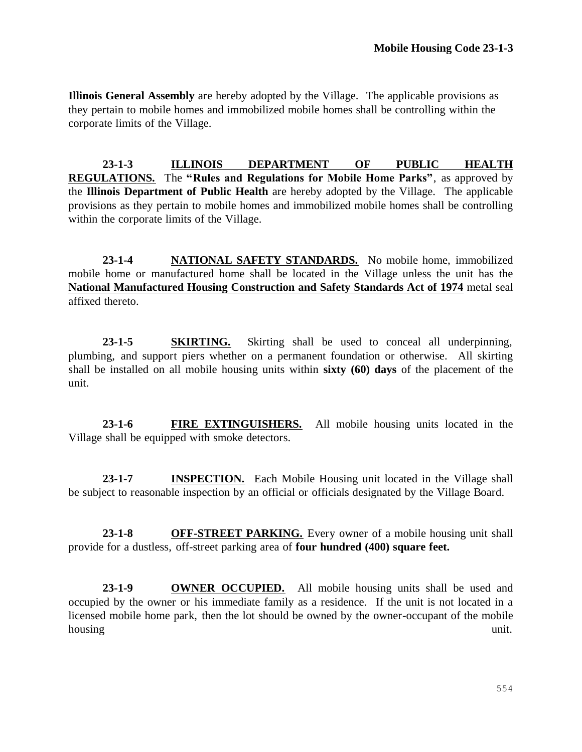**Illinois General Assembly** are hereby adopted by the Village. The applicable provisions as they pertain to mobile homes and immobilized mobile homes shall be controlling within the corporate limits of the Village.

**23-1-3 ILLINOIS DEPARTMENT OF PUBLIC HEALTH REGULATIONS.** The **"Rules and Regulations for Mobile Home Parks"**, as approved by the **Illinois Department of Public Health** are hereby adopted by the Village. The applicable provisions as they pertain to mobile homes and immobilized mobile homes shall be controlling within the corporate limits of the Village.

**23-1-4 NATIONAL SAFETY STANDARDS.** No mobile home, immobilized mobile home or manufactured home shall be located in the Village unless the unit has the **National Manufactured Housing Construction and Safety Standards Act of 1974** metal seal affixed thereto.

**23-1-5 SKIRTING.** Skirting shall be used to conceal all underpinning, plumbing, and support piers whether on a permanent foundation or otherwise. All skirting shall be installed on all mobile housing units within **sixty (60) days** of the placement of the unit.

**23-1-6 FIRE EXTINGUISHERS.** All mobile housing units located in the Village shall be equipped with smoke detectors.

**23-1-7 INSPECTION.** Each Mobile Housing unit located in the Village shall be subject to reasonable inspection by an official or officials designated by the Village Board.

**23-1-8 OFF-STREET PARKING.** Every owner of a mobile housing unit shall provide for a dustless, off-street parking area of **four hundred (400) square feet.**

**23-1-9 OWNER OCCUPIED.** All mobile housing units shall be used and occupied by the owner or his immediate family as a residence. If the unit is not located in a licensed mobile home park, then the lot should be owned by the owner-occupant of the mobile housing unit.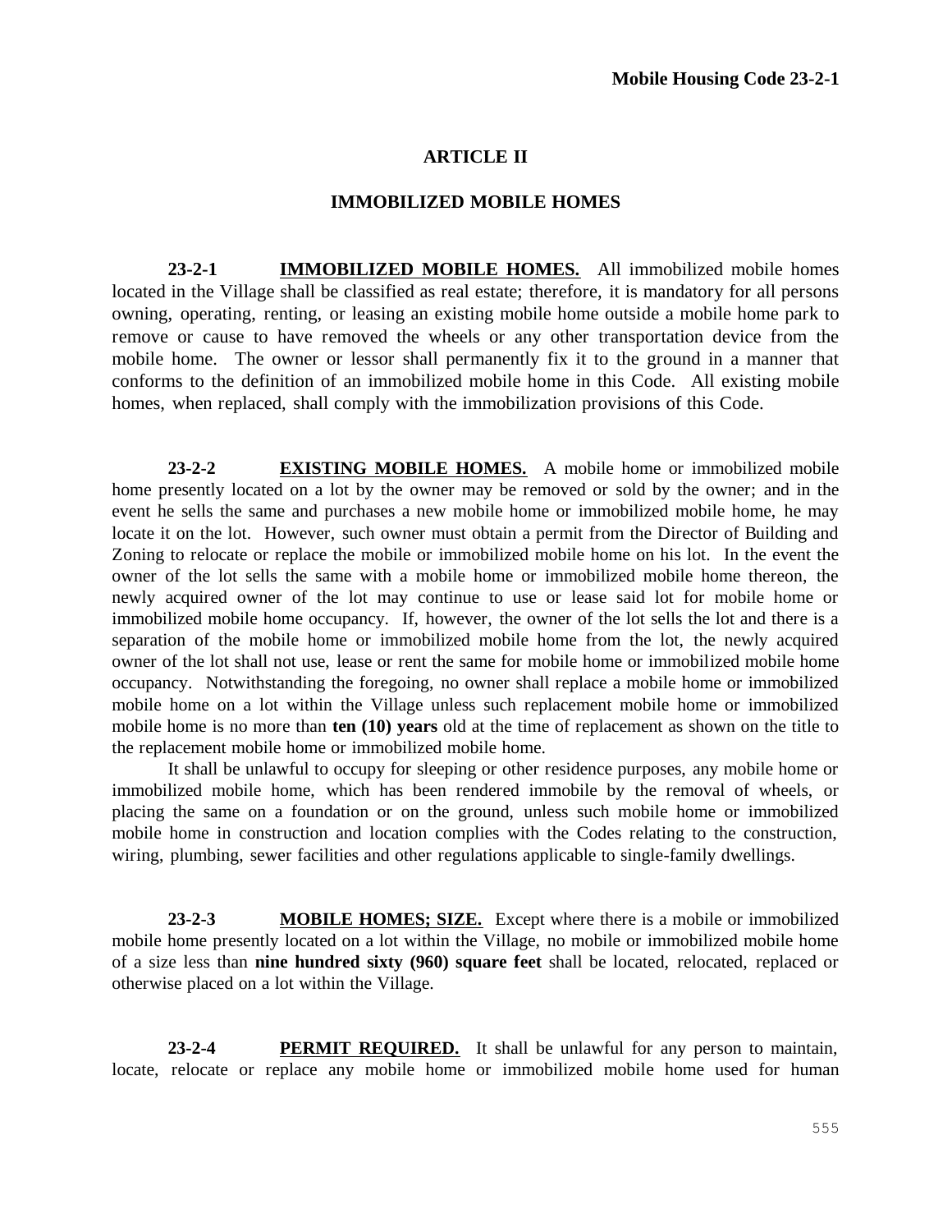## ARTICLE II

## IMMOBILIZED MOBILE HOMES

**23-2-1 IMMOBILIZED MOBILE HOMES.** All immobilized mobile homes located in the Village shall be classified as real estate; therefore, it is mandatory for all persons owning, operating, renting, or leasing an existing mobile home outside a mobile home park to remove or cause to have removed the wheels or any other transportation device from the mobile home. The owner or lessor shall permanently fix it to the ground in a manner that conforms to the definition of an immobilized mobile home in this Code. All existing mobile homes, when replaced, shall comply with the immobilization provisions of this Code.

**23-2-2 EXISTING MOBILE HOMES.** A mobile home or immobilized mobile home presently located on a lot by the owner may be removed or sold by the owner; and in the event he sells the same and purchases a new mobile home or immobilized mobile home, he may locate it on the lot. However, such owner must obtain a permit from the Director of Building and Zoning to relocate or replace the mobile or immobilized mobile home on his lot. In the event the owner of the lot sells the same with a mobile home or immobilized mobile home thereon, the newly acquired owner of the lot may continue to use or lease said lot for mobile home or immobilized mobile home occupancy. If, however, the owner of the lot sells the lot and there is a separation of the mobile home or immobilized mobile home from the lot, the newly acquired owner of the lot shall not use, lease or rent the same for mobile home or immobilized mobile home occupancy. Notwithstanding the foregoing, no owner shall replace a mobile home or immobilized mobile home on a lot within the Village unless such replacement mobile home or immobilized mobile home is no more than **ten (10) years** old at the time of replacement as shown on the title to the replacement mobile home or immobilized mobile home.

It shall be unlawful to occupy for sleeping or other residence purposes, any mobile home or immobilized mobile home, which has been rendered immobile by the removal of wheels, or placing the same on a foundation or on the ground, unless such mobile home or immobilized mobile home in construction and location complies with the Codes relating to the construction, wiring, plumbing, sewer facilities and other regulations applicable to single-family dwellings.

**23-2-3 MOBILE HOMES; SIZE.** Except where there is a mobile or immobilized mobile home presently located on a lot within the Village, no mobile or immobilized mobile home of a size less than **nine hundred sixty (960) square feet** shall be located, relocated, replaced or otherwise placed on a lot within the Village.

**23-2-4 PERMIT REQUIRED.** It shall be unlawful for any person to maintain, locate, relocate or replace any mobile home or immobilized mobile home used for human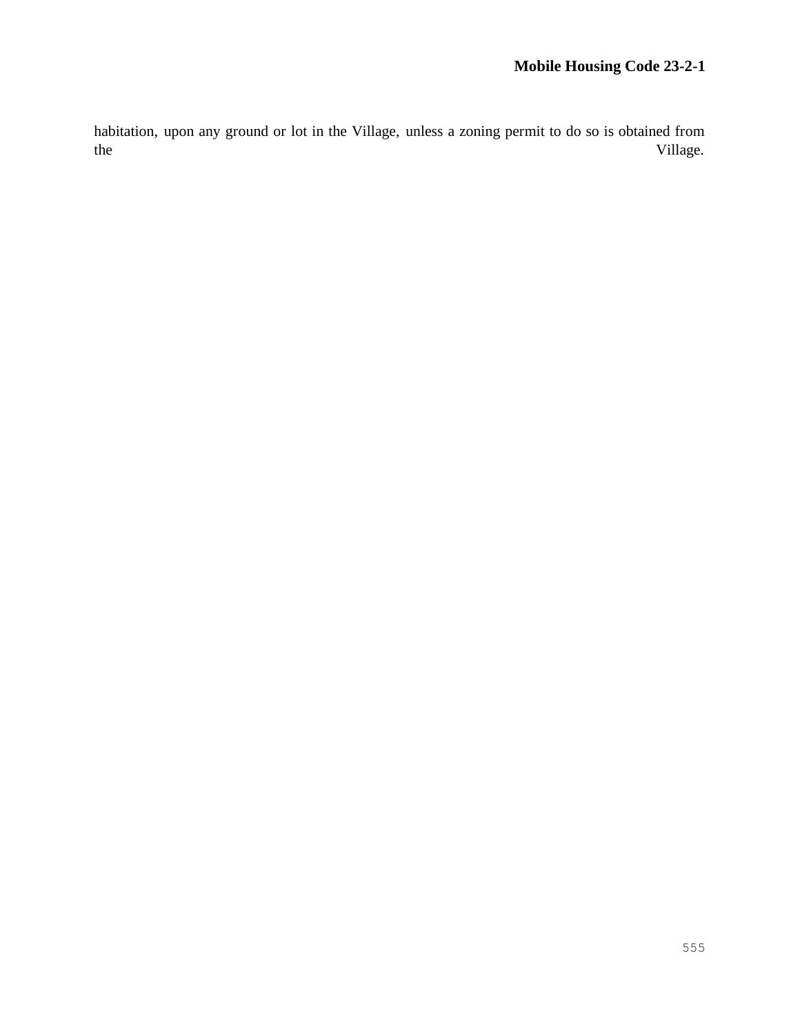habitation, upon any ground or lot in the Village, unless a zoning permit to do so is obtained from the Village.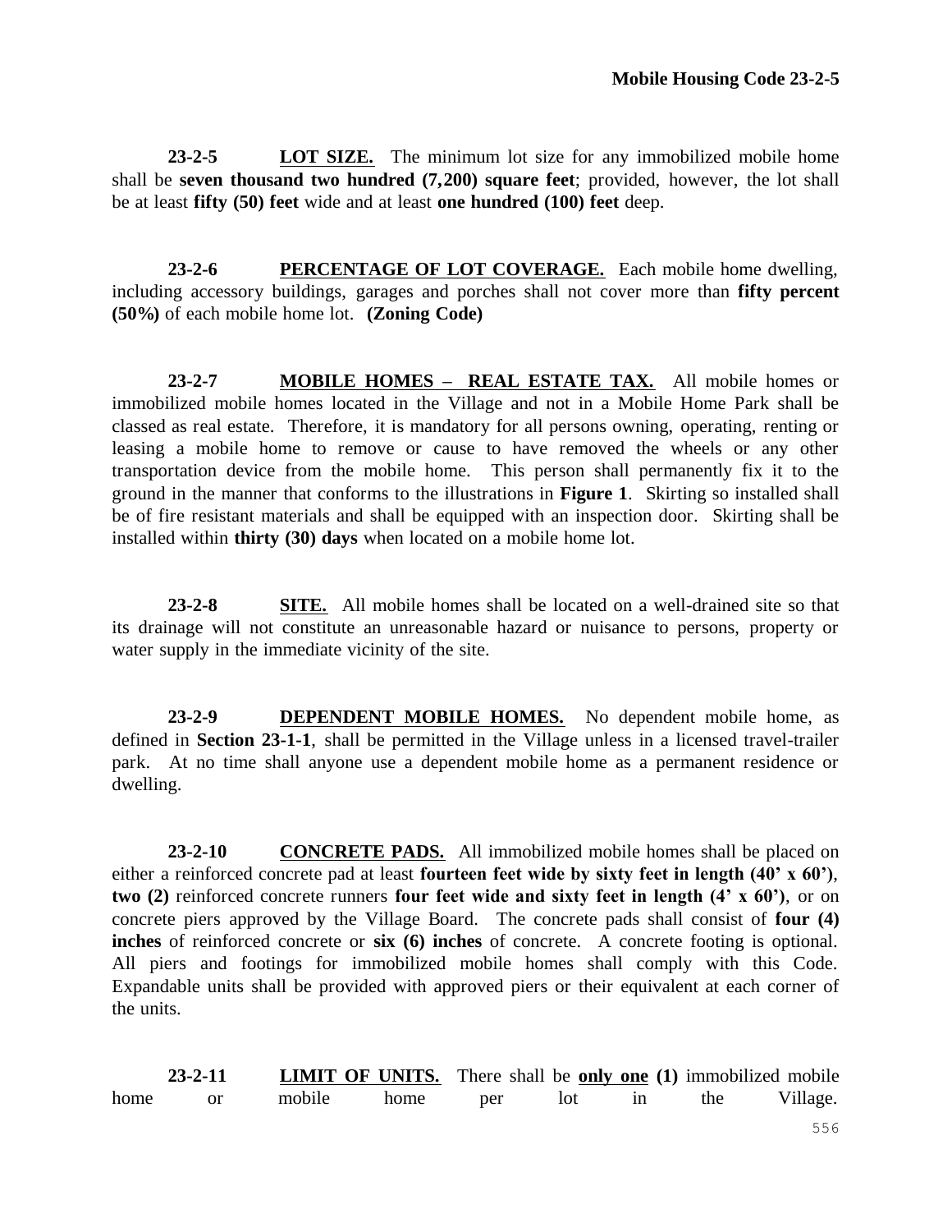**23-2-5 LOT SIZE.** The minimum lot size for any immobilized mobile home shall be **seven thousand two hundred (7,200) square feet**; provided, however, the lot shall be at least **fifty (50) feet** wide and at least **one hundred (100) feet** deep.

**23-2-6 PERCENTAGE OF LOT COVERAGE.** Each mobile home dwelling, including accessory buildings, garages and porches shall not cover more than **fifty percent (50%)** of each mobile home lot. **(Zoning Code)**

**23-2-7 MOBILE HOMES – REAL ESTATE TAX.** All mobile homes or immobilized mobile homes located in the Village and not in a Mobile Home Park shall be classed as real estate. Therefore, it is mandatory for all persons owning, operating, renting or leasing a mobile home to remove or cause to have removed the wheels or any other transportation device from the mobile home. This person shall permanently fix it to the ground in the manner that conforms to the illustrations in **Figure 1**. Skirting so installed shall be of fire resistant materials and shall be equipped with an inspection door. Skirting shall be installed within **thirty (30) days** when located on a mobile home lot.

**23-2-8 SITE.** All mobile homes shall be located on a well-drained site so that its drainage will not constitute an unreasonable hazard or nuisance to persons, property or water supply in the immediate vicinity of the site.

**23-2-9 DEPENDENT MOBILE HOMES.** No dependent mobile home, as defined in **Section 23-1-1**, shall be permitted in the Village unless in a licensed travel-trailer park. At no time shall anyone use a dependent mobile home as a permanent residence or dwelling.

**23-2-10 CONCRETE PADS.** All immobilized mobile homes shall be placed on either a reinforced concrete pad at least **fourteen feet wide by sixty feet in length (40' x 60')**, **two (2)** reinforced concrete runners **four feet wide and sixty feet in length (4' x 60')**, or on concrete piers approved by the Village Board. The concrete pads shall consist of **four (4) inches** of reinforced concrete or **six (6) inches** of concrete. A concrete footing is optional. All piers and footings for immobilized mobile homes shall comply with this Code. Expandable units shall be provided with approved piers or their equivalent at each corner of the units.

**23-2-11 LIMIT OF UNITS.** There shall be **only one (1)** immobilized mobile home or mobile home per lot in the Village.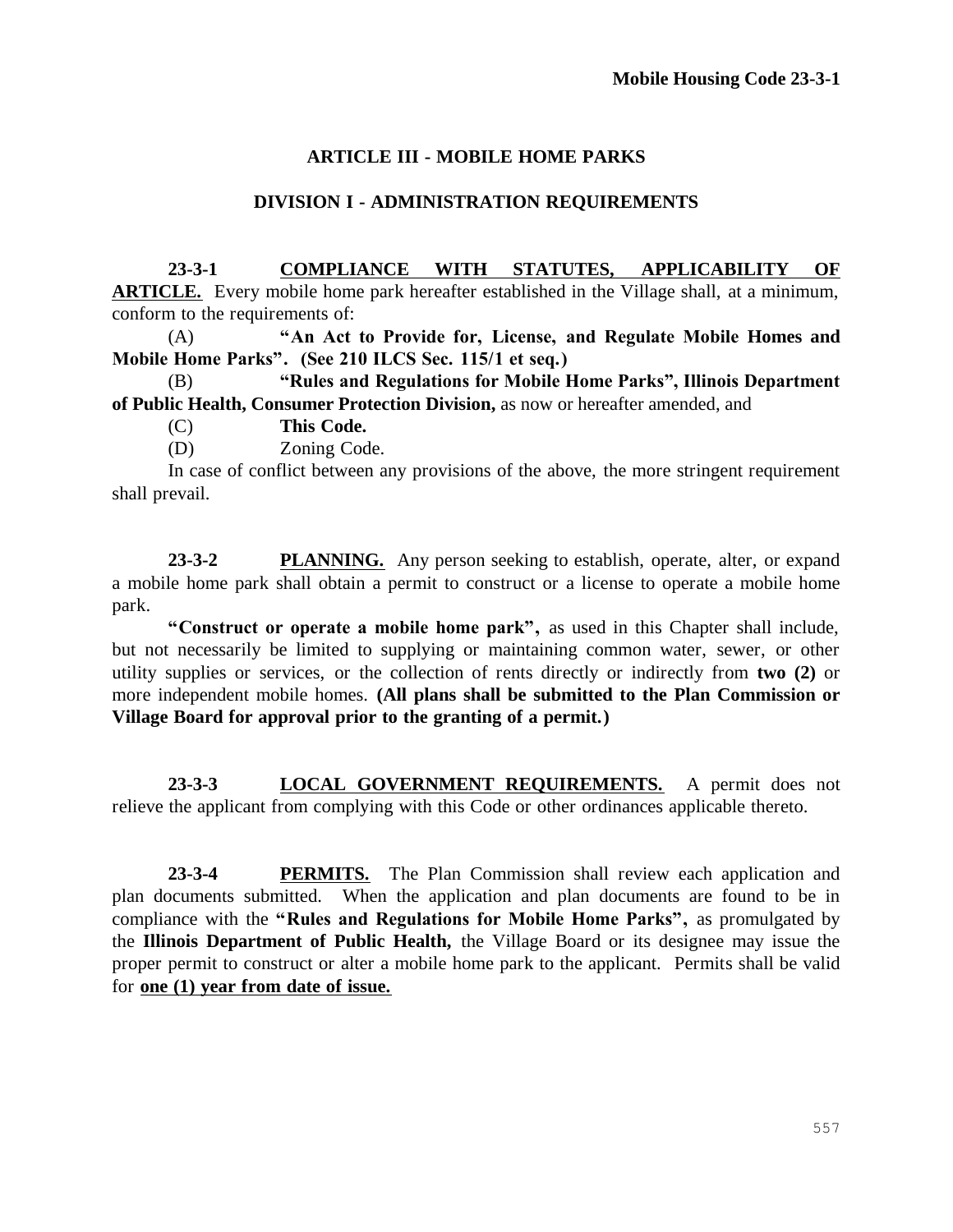## ARTICLE III - MOBILE HOME PARKS

### DIVISION I - ADMINISTRATION REQUIREMENTS

**23-3-1 COMPLIANCE WITH STATUTES, APPLICABILITY OF ARTICLE.** Every mobile home park hereafter established in the Village shall, at a minimum, conform to the requirements of:

(A) **"An Act to Provide for, License, and Regulate Mobile Homes and Mobile Home Parks". (See 210 ILCS Sec. 115/1 et seq.)**

(B) **"Rules and Regulations for Mobile Home Parks", Illinois Department of Public Health, Consumer Protection Division,** as now or hereafter amended, and

(C) **This Code.**

(D) Zoning Code.

In case of conflict between any provisions of the above, the more stringent requirement shall prevail.

**23-3-2 PLANNING.** Any person seeking to establish, operate, alter, or expand a mobile home park shall obtain a permit to construct or a license to operate a mobile home park.

**"Construct or operate a mobile home park",** as used in this Chapter shall include, but not necessarily be limited to supplying or maintaining common water, sewer, or other utility supplies or services, or the collection of rents directly or indirectly from **two (2)** or more independent mobile homes. **(All plans shall be submitted to the Plan Commission or Village Board for approval prior to the granting of a permit.)**

**23-3-3 LOCAL GOVERNMENT REQUIREMENTS.** A permit does not relieve the applicant from complying with this Code or other ordinances applicable thereto.

**23-3-4 PERMITS.** The Plan Commission shall review each application and plan documents submitted. When the application and plan documents are found to be in compliance with the **"Rules and Regulations for Mobile Home Parks",** as promulgated by the **Illinois Department of Public Health,** the Village Board or its designee may issue the proper permit to construct or alter a mobile home park to the applicant. Permits shall be valid for **one (1) year from date of issue.**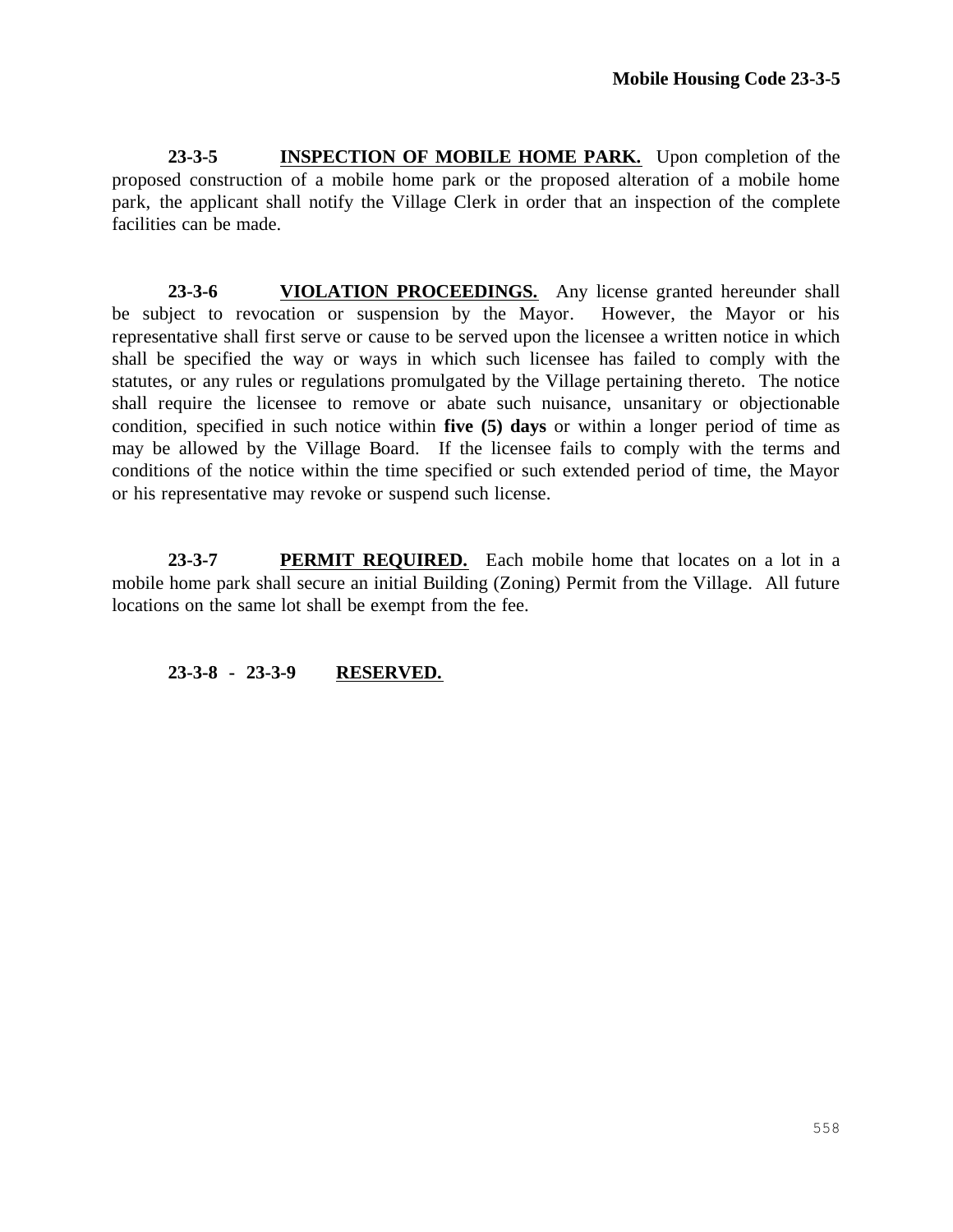**23-3-5 INSPECTION OF MOBILE HOME PARK.** Upon completion of the proposed construction of a mobile home park or the proposed alteration of a mobile home park, the applicant shall notify the Village Clerk in order that an inspection of the complete facilities can be made.

**23-3-6 VIOLATION PROCEEDINGS.** Any license granted hereunder shall be subject to revocation or suspension by the Mayor. However, the Mayor or his representative shall first serve or cause to be served upon the licensee a written notice in which shall be specified the way or ways in which such licensee has failed to comply with the statutes, or any rules or regulations promulgated by the Village pertaining thereto. The notice shall require the licensee to remove or abate such nuisance, unsanitary or objectionable condition, specified in such notice within **five (5) days** or within a longer period of time as may be allowed by the Village Board. If the licensee fails to comply with the terms and conditions of the notice within the time specified or such extended period of time, the Mayor or his representative may revoke or suspend such license.

**23-3-7 PERMIT REQUIRED.** Each mobile home that locates on a lot in a mobile home park shall secure an initial Building (Zoning) Permit from the Village. All future locations on the same lot shall be exempt from the fee.

**23-3-8 - 23-3-9 RESERVED.**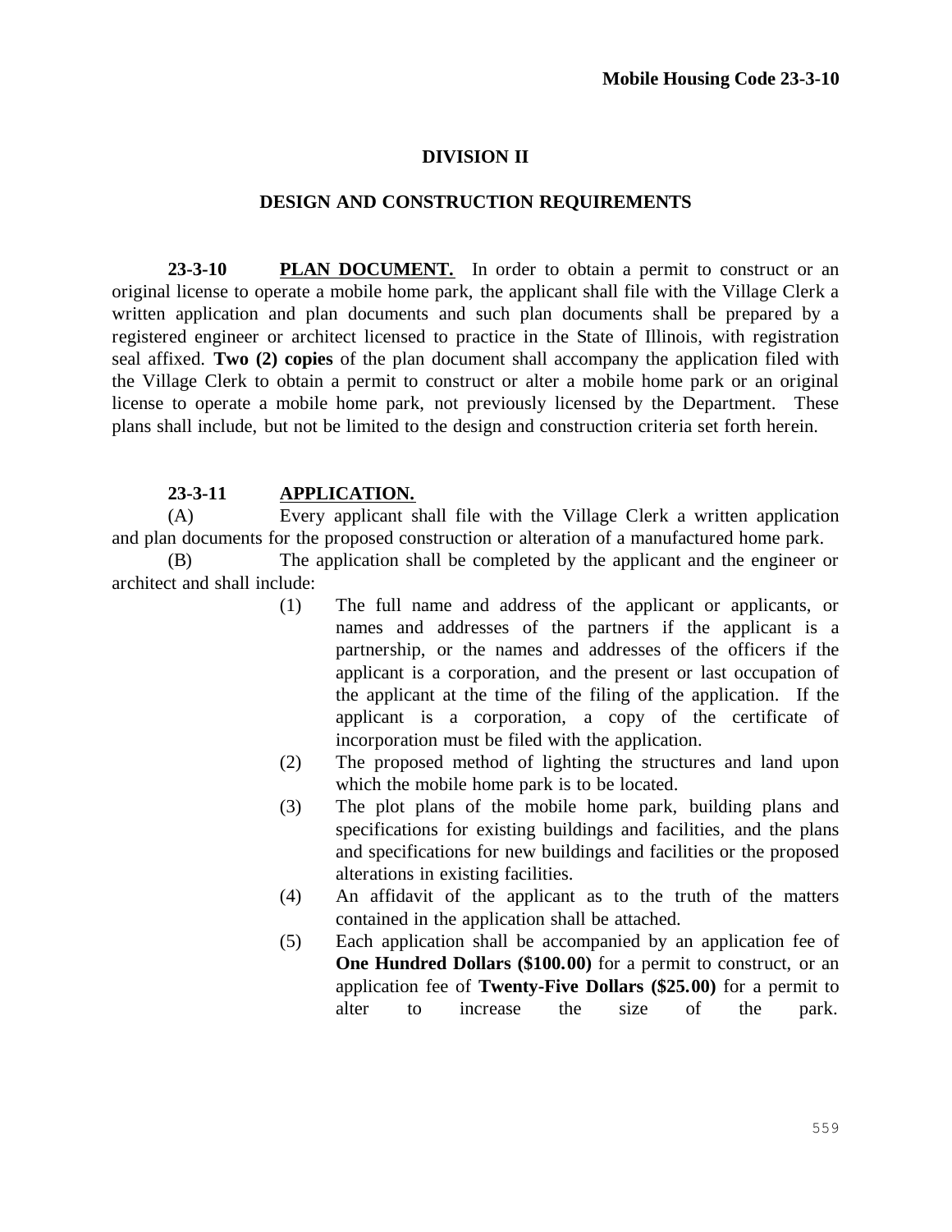## DIVISION II

## DESIGN AND CONSTRUCTION REQUIREMENTS

**23-3-10 PLAN DOCUMENT.** In order to obtain a permit to construct or an original license to operate a mobile home park, the applicant shall file with the Village Clerk a written application and plan documents and such plan documents shall be prepared by a registered engineer or architect licensed to practice in the State of Illinois, with registration seal affixed. **Two (2) copies** of the plan document shall accompany the application filed with the Village Clerk to obtain a permit to construct or alter a mobile home park or an original license to operate a mobile home park, not previously licensed by the Department. These plans shall include, but not be limited to the design and construction criteria set forth herein.

**23-3-11 APPLICATION.**

(A) Every applicant shall file with the Village Clerk a written application and plan documents for the proposed construction or alteration of a manufactured home park.

(B) The application shall be completed by the applicant and the engineer or architect and shall include:

(1) The full name and address of the applicant or applicants, or names and addresses of the partners if the applicant is a partnership, or the names and addresses of the officers if the applicant is a corporation, and the present or last occupation of the applicant at the time of the filing of the application. If the applicant is a corporation, a copy of the certificate of incorporation must be filed with the application.

(2) The proposed method of lighting the structures and land upon which the mobile home park is to be located.

(3) The plot plans of the mobile home park, building plans and specifications for existing buildings and facilities, and the plans and specifications for new buildings and facilities or the proposed alterations in existing facilities.

(4) An affidavit of the applicant as to the truth of the matters contained in the application shall be attached.

(5) Each application shall be accompanied by an application fee of **One Hundred Dollars ($100.00)** for a permit to construct, or an application fee of **Twenty-Five Dollars ($25.00)** for a permit to alter to increase the size of the park.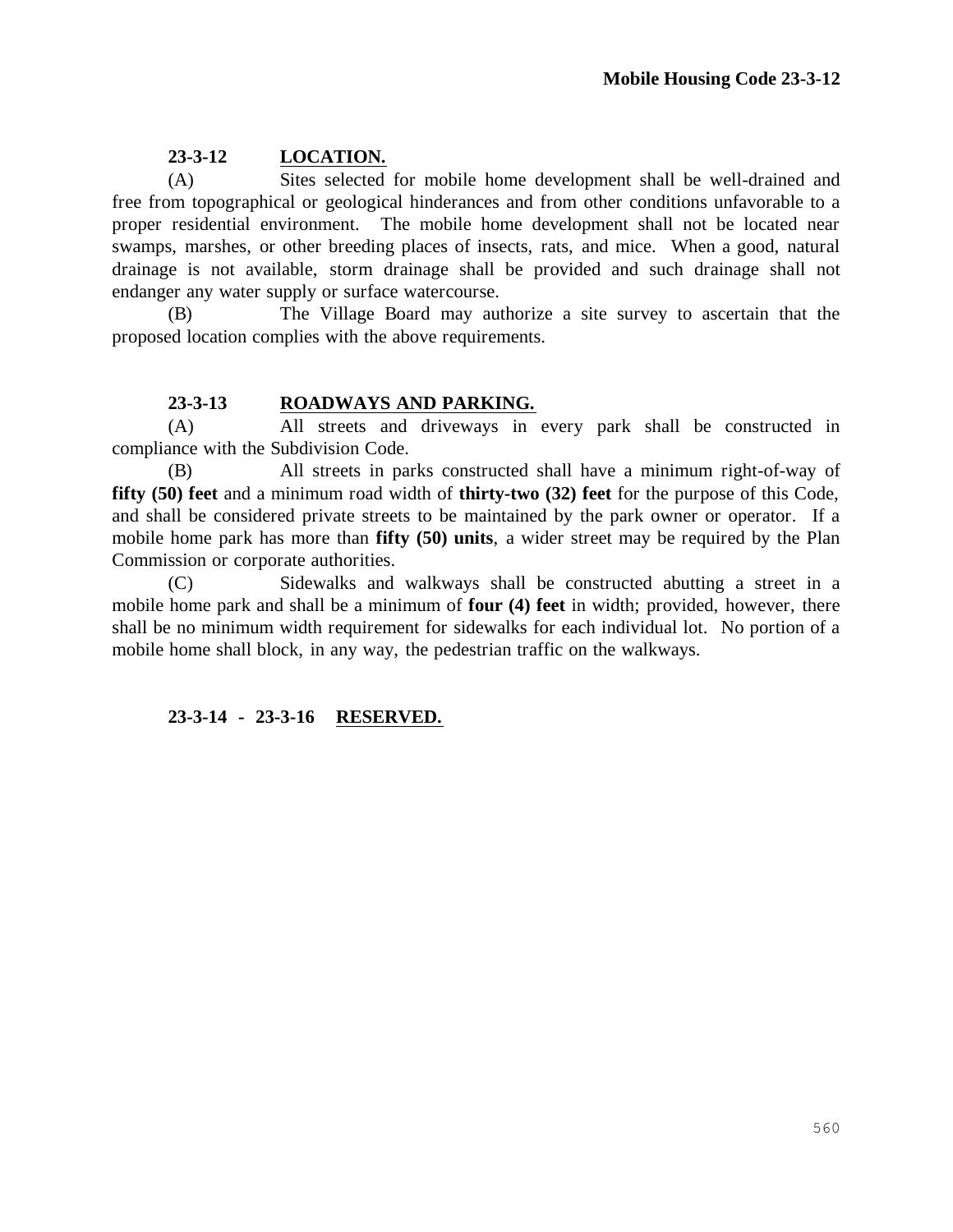## 23-3-12 LOCATION.

(A) Sites selected for mobile home development shall be well-drained and free from topographical or geological hinderances and from other conditions unfavorable to a proper residential environment. The mobile home development shall not be located near swamps, marshes, or other breeding places of insects, rats, and mice. When a good, natural drainage is not available, storm drainage shall be provided and such drainage shall not endanger any water supply or surface watercourse.

(B) The Village Board may authorize a site survey to ascertain that the proposed location complies with the above requirements.

## 23-3-13 ROADWAYS AND PARKING.

(A) All streets and driveways in every park shall be constructed in compliance with the Subdivision Code.

(B) All streets in parks constructed shall have a minimum right-of-way of **fifty (50) feet** and a minimum road width of **thirty-two (32) feet** for the purpose of this Code, and shall be considered private streets to be maintained by the park owner or operator. If a mobile home park has more than **fifty (50) units**, a wider street may be required by the Plan Commission or corporate authorities.

(C) Sidewalks and walkways shall be constructed abutting a street in a mobile home park and shall be a minimum of **four (4) feet** in width; provided, however, there shall be no minimum width requirement for sidewalks for each individual lot. No portion of a mobile home shall block, in any way, the pedestrian traffic on the walkways.

## 23-3-14 - 23-3-16 RESERVED.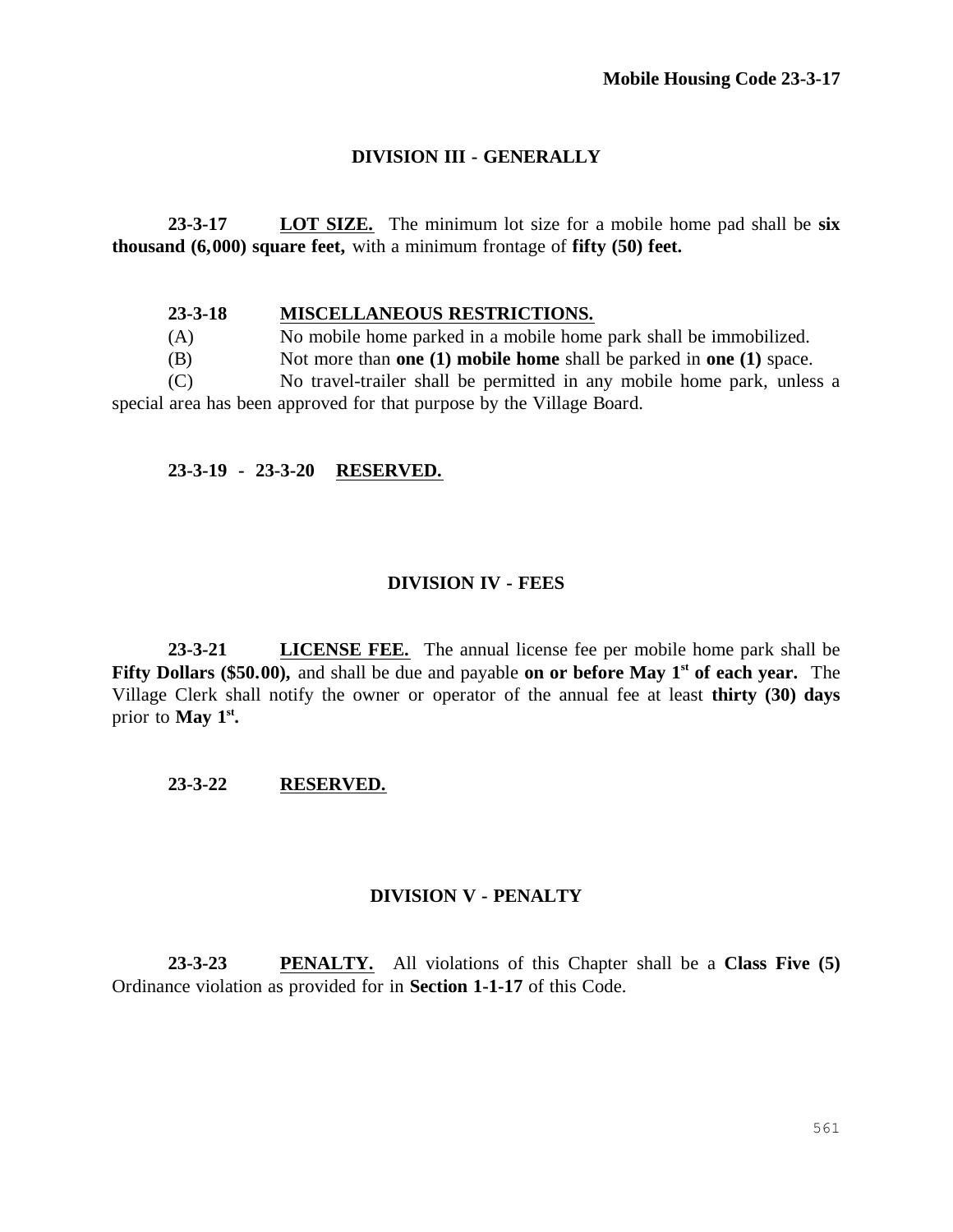## DIVISION III - GENERALLY

**23-3-17** **LOT SIZE.** The minimum lot size for a mobile home pad shall be **six thousand (6,000) square feet,** with a minimum frontage of **fifty (50) feet.**

**23-3-18** **MISCELLANEOUS RESTRICTIONS.**

(A) No mobile home parked in a mobile home park shall be immobilized.

(B) Not more than **one (1) mobile home** shall be parked in **one (1)** space.

(C) No travel-trailer shall be permitted in any mobile home park, unless a special area has been approved for that purpose by the Village Board.

**23-3-19 - 23-3-20** **RESERVED.**

## DIVISION IV - FEES

**23-3-21** **LICENSE FEE.** The annual license fee per mobile home park shall be **Fifty Dollars ($50.00),** and shall be due and payable **on or before May 1st of each year.** The Village Clerk shall notify the owner or operator of the annual fee at least **thirty (30) days** prior to **May 1st.**

**23-3-22** **RESERVED.**

## DIVISION V - PENALTY

**23-3-23** **PENALTY.** All violations of this Chapter shall be a **Class Five (5)** Ordinance violation as provided for in **Section 1-1-17** of this Code.